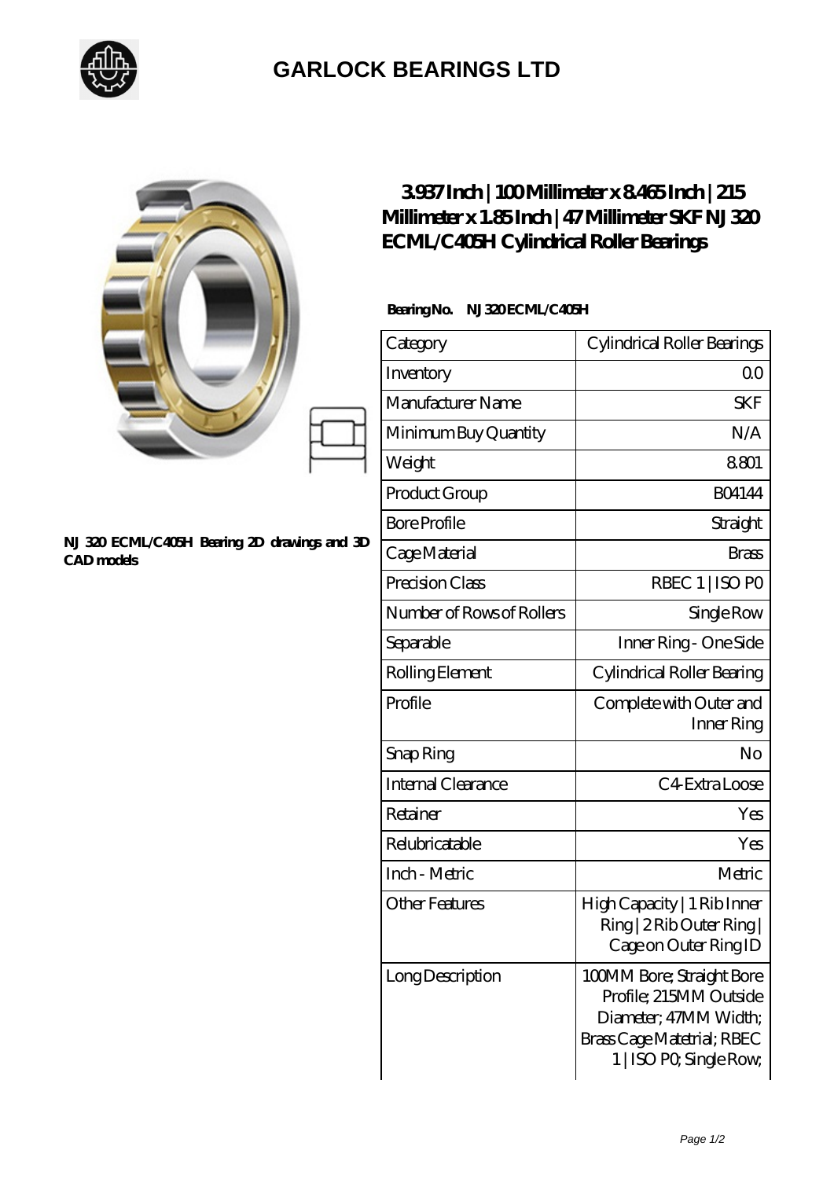## GARLOCK BEARINGS LTD

NJ 320 ECML/C405H Bearing 2D drawings and 3D CAD models

# 3.937 Inch | 100 Millimeter x 8.465 Inch | 215 Millimeter x 1.85 Inch | 47 Millimeter SKF NJ 320 ECML/C405H Cylindrical Roller Bearings

**Bearing No.** NJ 320 ECML/C405H

| Category | Cylindrical Roller Bearings |
| --- | --- |
| Inventory | 0.0 |
| Manufacturer Name | SKF |
| Minimum Buy Quantity | N/A |
| Weight | 8.801 |
| Product Group | B04144 |
| Bore Profile | Straight |
| Cage Material | Brass |
| Precision Class | RBEC 1 \| ISO P0 |
| Number of Rows of Rollers | Single Row |
| Separable | Inner Ring - One Side |
| Rolling Element | Cylindrical Roller Bearing |
| Profile | Complete with Outer and Inner Ring |
| Snap Ring | No |
| Internal Clearance | C4-Extra Loose |
| Retainer | Yes |
| Relubricatable | Yes |
| Inch - Metric | Metric |
| Other Features | High Capacity \| 1 Rib Inner Ring \| 2 Rib Outer Ring \| Cage on Outer Ring ID |
| Long Description | 100MM Bore; Straight Bore Profile; 215MM Outside Diameter; 47MM Width; Brass Cage Matetrial; RBEC 1 \| ISO P0; Single Row; |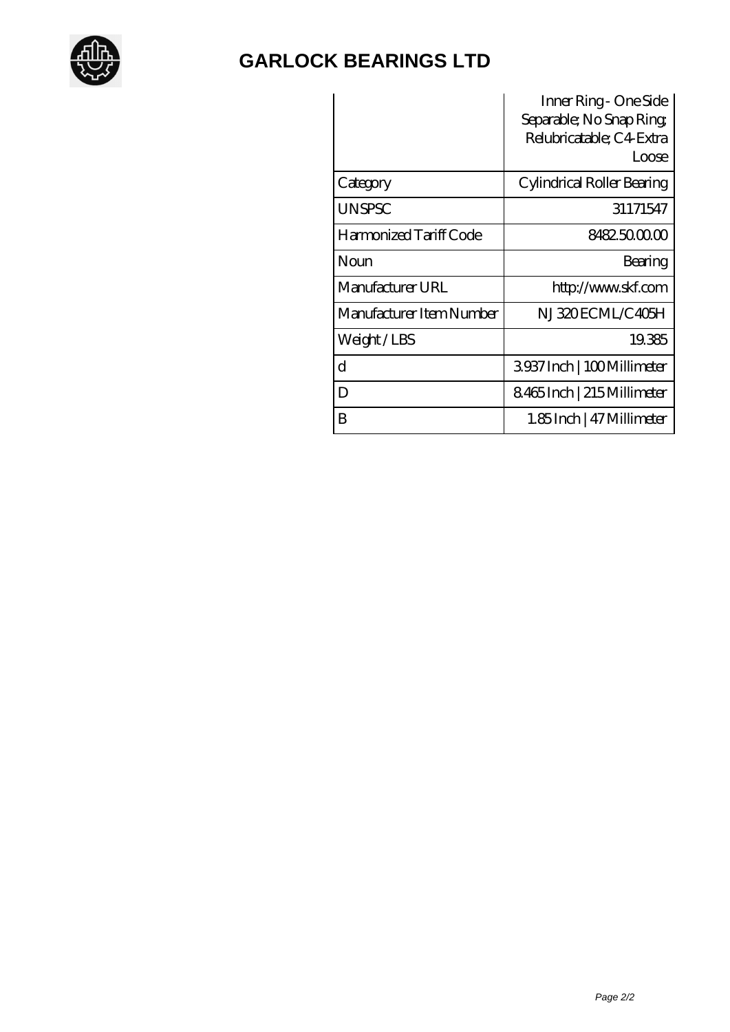| | |
|---|---|
| | Inner Ring - One Side Separable; No Snap Ring; Relubricatable; C4-Extra Loose |
| Category | Cylindrical Roller Bearing |
| UNSPSC | 31171547 |
| Harmonized Tariff Code | 8482.50.00.00 |
| Noun | Bearing |
| Manufacturer URL | http://www.skf.com |
| Manufacturer Item Number | NJ 320 ECML/C405H |
| Weight / LBS | 19.385 |
| d | 3.937 Inch \| 100 Millimeter |
| D | 8.465 Inch \| 215 Millimeter |
| B | 1.85 Inch \| 47 Millimeter |